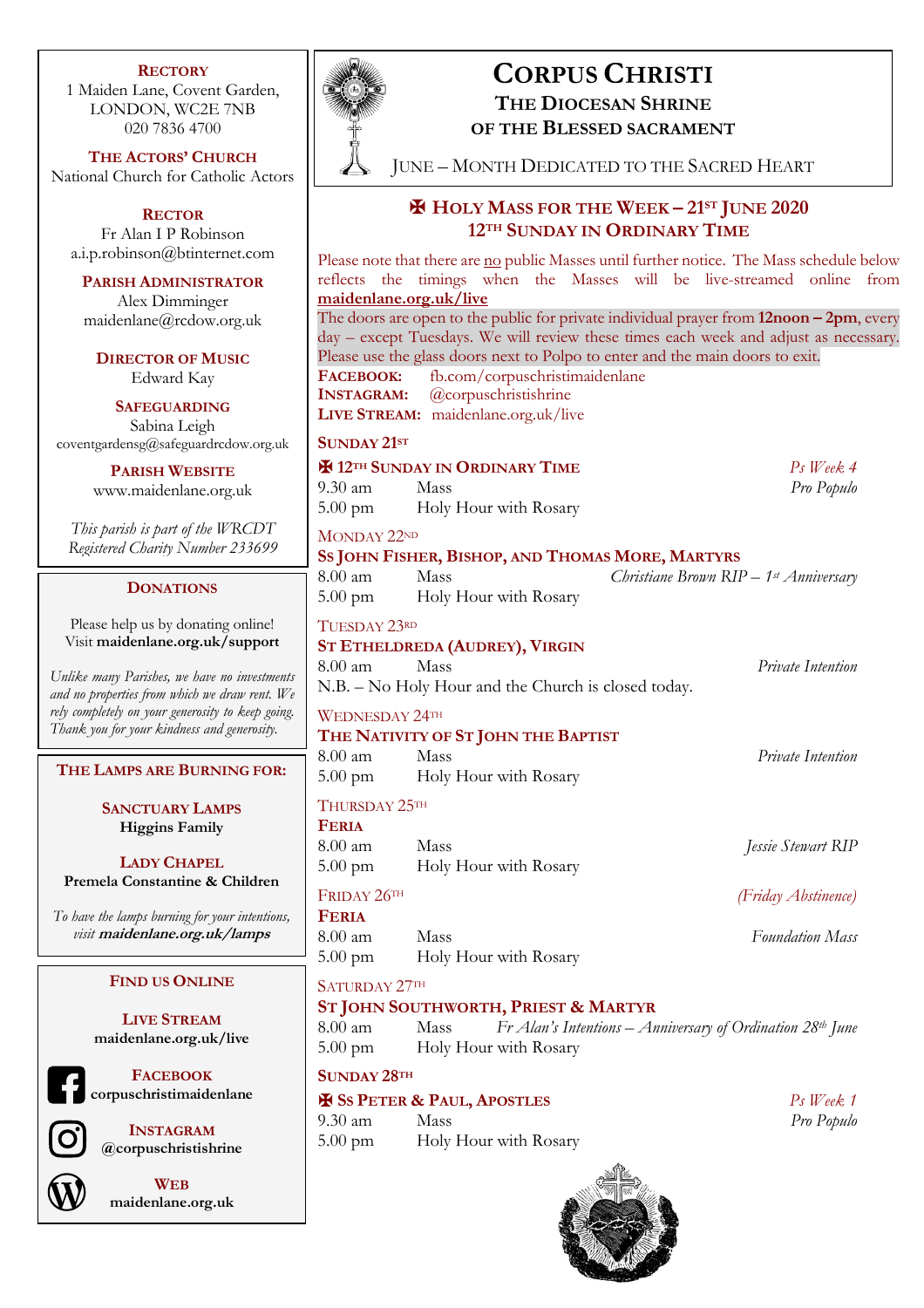# CORPUS CHRISTI

## THE DIOCESAN SHRINE OF THE BLESSED SACRAMENT

JUNE – MONTH DEDICATED TO THE SACRED HEART

## ✠ HOLY MASS FOR THE WEEK – 21ST JUNE 2020
## 12TH SUNDAY IN ORDINARY TIME

Please note that there are no public Masses until further notice. The Mass schedule below reflects the timings when the Masses will be live-streamed online from **maidenlane.org.uk/live**

The doors are open to the public for private individual prayer from **12noon – 2pm**, every day – except Tuesdays. We will review these times each week and adjust as necessary. Please use the glass doors next to Polpo to enter and the main doors to exit.

**FACEBOOK:** fb.com/corpuschristimaidenlane
**INSTAGRAM:** @corpuschristishrine
**LIVE STREAM:** maidenlane.org.uk/live

### SUNDAY 21ST

**✠ 12TH SUNDAY IN ORDINARY TIME** — *Ps Week 4*

| | | |
|---|---|---|
| 9.30 am | Mass | *Pro Populo* |
| 5.00 pm | Holy Hour with Rosary | |

### MONDAY 22ND

**SS JOHN FISHER, BISHOP, AND THOMAS MORE, MARTYRS**

| | | |
|---|---|---|
| 8.00 am | Mass | *Christiane Brown RIP – 1st Anniversary* |
| 5.00 pm | Holy Hour with Rosary | |

### TUESDAY 23RD

**ST ETHELDREDA (AUDREY), VIRGIN**

| | | |
|---|---|---|
| 8.00 am | Mass | *Private Intention* |

N.B. – No Holy Hour and the Church is closed today.

### WEDNESDAY 24TH

**THE NATIVITY OF ST JOHN THE BAPTIST**

| | | |
|---|---|---|
| 8.00 am | Mass | *Private Intention* |
| 5.00 pm | Holy Hour with Rosary | |

### THURSDAY 25TH

**FERIA**

| | | |
|---|---|---|
| 8.00 am | Mass | *Jessie Stewart RIP* |
| 5.00 pm | Holy Hour with Rosary | |

### FRIDAY 26TH — *(Friday Abstinence)*

**FERIA**

| | | |
|---|---|---|
| 8.00 am | Mass | *Foundation Mass* |
| 5.00 pm | Holy Hour with Rosary | |

### SATURDAY 27TH

**ST JOHN SOUTHWORTH, PRIEST & MARTYR**

| | | |
|---|---|---|
| 8.00 am | Mass | *Fr Alan's Intentions – Anniversary of Ordination 28th June* |
| 5.00 pm | Holy Hour with Rosary | |

### SUNDAY 28TH

**✠ SS PETER & PAUL, APOSTLES** — *Ps Week 1*

| | | |
|---|---|---|
| 9.30 am | Mass | *Pro Populo* |
| 5.00 pm | Holy Hour with Rosary | |

---

**RECTORY**
1 Maiden Lane, Covent Garden,
LONDON, WC2E 7NB
020 7836 4700

**THE ACTORS' CHURCH**
National Church for Catholic Actors

**RECTOR**
Fr Alan I P Robinson
a.i.p.robinson@btinternet.com

**PARISH ADMINISTRATOR**
Alex Dimminger
maidenlane@rcdow.org.uk

**DIRECTOR OF MUSIC**
Edward Kay

**SAFEGUARDING**
Sabina Leigh
coventgardensg@safeguardrcdow.org.uk

**PARISH WEBSITE**
www.maidenlane.org.uk

*This parish is part of the WRCDT Registered Charity Number 233699*

**DONATIONS**

Please help us by donating online!
Visit **maidenlane.org.uk/support**

*Unlike many Parishes, we have no investments and no properties from which we draw rent. We rely completely on your generosity to keep going. Thank you for your kindness and generosity.*

**THE LAMPS ARE BURNING FOR:**

**SANCTUARY LAMPS**
**Higgins Family**

**LADY CHAPEL**
**Premela Constantine & Children**

*To have the lamps burning for your intentions, visit* ***maidenlane.org.uk/lamps***

**FIND US ONLINE**

**LIVE STREAM**
**maidenlane.org.uk/live**

**FACEBOOK**
**corpuschristimaidenlane**

**INSTAGRAM**
**@corpuschristishrine**

**WEB**
**maidenlane.org.uk**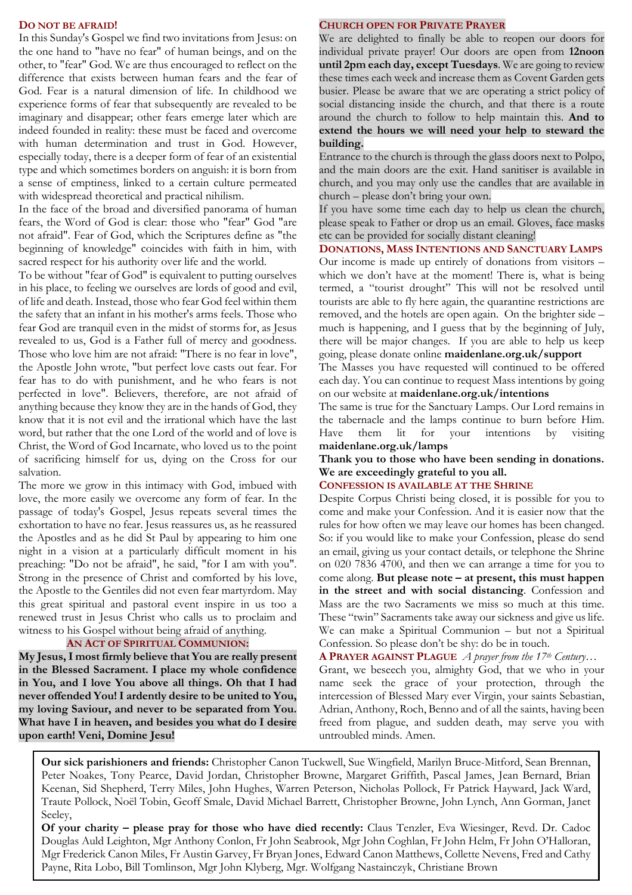## Do not be afraid!

In this Sunday's Gospel we find two invitations from Jesus: on the one hand to "have no fear" of human beings, and on the other, to "fear" God. We are thus encouraged to reflect on the difference that exists between human fears and the fear of God. Fear is a natural dimension of life. In childhood we experience forms of fear that subsequently are revealed to be imaginary and disappear; other fears emerge later which are indeed founded in reality: these must be faced and overcome with human determination and trust in God. However, especially today, there is a deeper form of fear of an existential type and which sometimes borders on anguish: it is born from a sense of emptiness, linked to a certain culture permeated with widespread theoretical and practical nihilism.

In the face of the broad and diversified panorama of human fears, the Word of God is clear: those who "fear" God "are not afraid". Fear of God, which the Scriptures define as "the beginning of knowledge" coincides with faith in him, with sacred respect for his authority over life and the world.

To be without "fear of God" is equivalent to putting ourselves in his place, to feeling we ourselves are lords of good and evil, of life and death. Instead, those who fear God feel within them the safety that an infant in his mother's arms feels. Those who fear God are tranquil even in the midst of storms for, as Jesus revealed to us, God is a Father full of mercy and goodness. Those who love him are not afraid: "There is no fear in love", the Apostle John wrote, "but perfect love casts out fear. For fear has to do with punishment, and he who fears is not perfected in love". Believers, therefore, are not afraid of anything because they know they are in the hands of God, they know that it is not evil and the irrational which have the last word, but rather that the one Lord of the world and of love is Christ, the Word of God Incarnate, who loved us to the point of sacrificing himself for us, dying on the Cross for our salvation.

The more we grow in this intimacy with God, imbued with love, the more easily we overcome any form of fear. In the passage of today's Gospel, Jesus repeats several times the exhortation to have no fear. Jesus reassures us, as he reassured the Apostles and as he did St Paul by appearing to him one night in a vision at a particularly difficult moment in his preaching: "Do not be afraid", he said, "for I am with you". Strong in the presence of Christ and comforted by his love, the Apostle to the Gentiles did not even fear martyrdom. May this great spiritual and pastoral event inspire in us too a renewed trust in Jesus Christ who calls us to proclaim and witness to his Gospel without being afraid of anything.

## An Act of Spiritual Communion:

**My Jesus, I most firmly believe that You are really present in the Blessed Sacrament. I place my whole confidence in You, and I love You above all things. Oh that I had never offended You! I ardently desire to be united to You, my loving Saviour, and never to be separated from You. What have I in heaven, and besides you what do I desire upon earth! Veni, Domine Jesu!**

## Church open for Private Prayer

We are delighted to finally be able to reopen our doors for individual private prayer! Our doors are open from **12noon until 2pm each day, except Tuesdays**. We are going to review these times each week and increase them as Covent Garden gets busier. Please be aware that we are operating a strict policy of social distancing inside the church, and that there is a route around the church to follow to help maintain this. **And to extend the hours we will need your help to steward the building.**

Entrance to the church is through the glass doors next to Polpo, and the main doors are the exit. Hand sanitiser is available in church, and you may only use the candles that are available in church – please don't bring your own.

If you have some time each day to help us clean the church, please speak to Father or drop us an email. Gloves, face masks etc can be provided for socially distant cleaning!

## Donations, Mass Intentions and Sanctuary Lamps

Our income is made up entirely of donations from visitors – which we don't have at the moment! There is, what is being termed, a "tourist drought" This will not be resolved until tourists are able to fly here again, the quarantine restrictions are removed, and the hotels are open again. On the brighter side – much is happening, and I guess that by the beginning of July, there will be major changes. If you are able to help us keep going, please donate online **maidenlane.org.uk/support**

The Masses you have requested will continued to be offered each day. You can continue to request Mass intentions by going on our website at **maidenlane.org.uk/intentions**

The same is true for the Sanctuary Lamps. Our Lord remains in the tabernacle and the lamps continue to burn before Him. Have them lit for your intentions by visiting **maidenlane.org.uk/lamps**

**Thank you to those who have been sending in donations. We are exceedingly grateful to you all.**

## Confession is available at the Shrine

Despite Corpus Christi being closed, it is possible for you to come and make your Confession. And it is easier now that the rules for how often we may leave our homes has been changed. So: if you would like to make your Confession, please do send an email, giving us your contact details, or telephone the Shrine on 020 7836 4700, and then we can arrange a time for you to come along. **But please note – at present, this must happen in the street and with social distancing**. Confession and Mass are the two Sacraments we miss so much at this time. These "twin" Sacraments take away our sickness and give us life. We can make a Spiritual Communion – but not a Spiritual Confession. So please don't be shy: do be in touch.

## A Prayer against Plague *A prayer from the 17th Century…*

Grant, we beseech you, almighty God, that we who in your name seek the grace of your protection, through the intercession of Blessed Mary ever Virgin, your saints Sebastian, Adrian, Anthony, Roch, Benno and of all the saints, having been freed from plague, and sudden death, may serve you with untroubled minds. Amen.

**Our sick parishioners and friends:** Christopher Canon Tuckwell, Sue Wingfield, Marilyn Bruce-Mitford, Sean Brennan, Peter Noakes, Tony Pearce, David Jordan, Christopher Browne, Margaret Griffith, Pascal James, Jean Bernard, Brian Keenan, Sid Shepherd, Terry Miles, John Hughes, Warren Peterson, Nicholas Pollock, Fr Patrick Hayward, Jack Ward, Traute Pollock, Noël Tobin, Geoff Smale, David Michael Barrett, Christopher Browne, John Lynch, Ann Gorman, Janet Seeley,

**Of your charity – please pray for those who have died recently:** Claus Tenzler, Eva Wiesinger, Revd. Dr. Cadoc Douglas Auld Leighton, Mgr Anthony Conlon, Fr John Seabrook, Mgr John Coghlan, Fr John Helm, Fr John O'Halloran, Mgr Frederick Canon Miles, Fr Austin Garvey, Fr Bryan Jones, Edward Canon Matthews, Collette Nevens, Fred and Cathy Payne, Rita Lobo, Bill Tomlinson, Mgr John Klyberg, Mgr. Wolfgang Nastainczyk, Christiane Brown